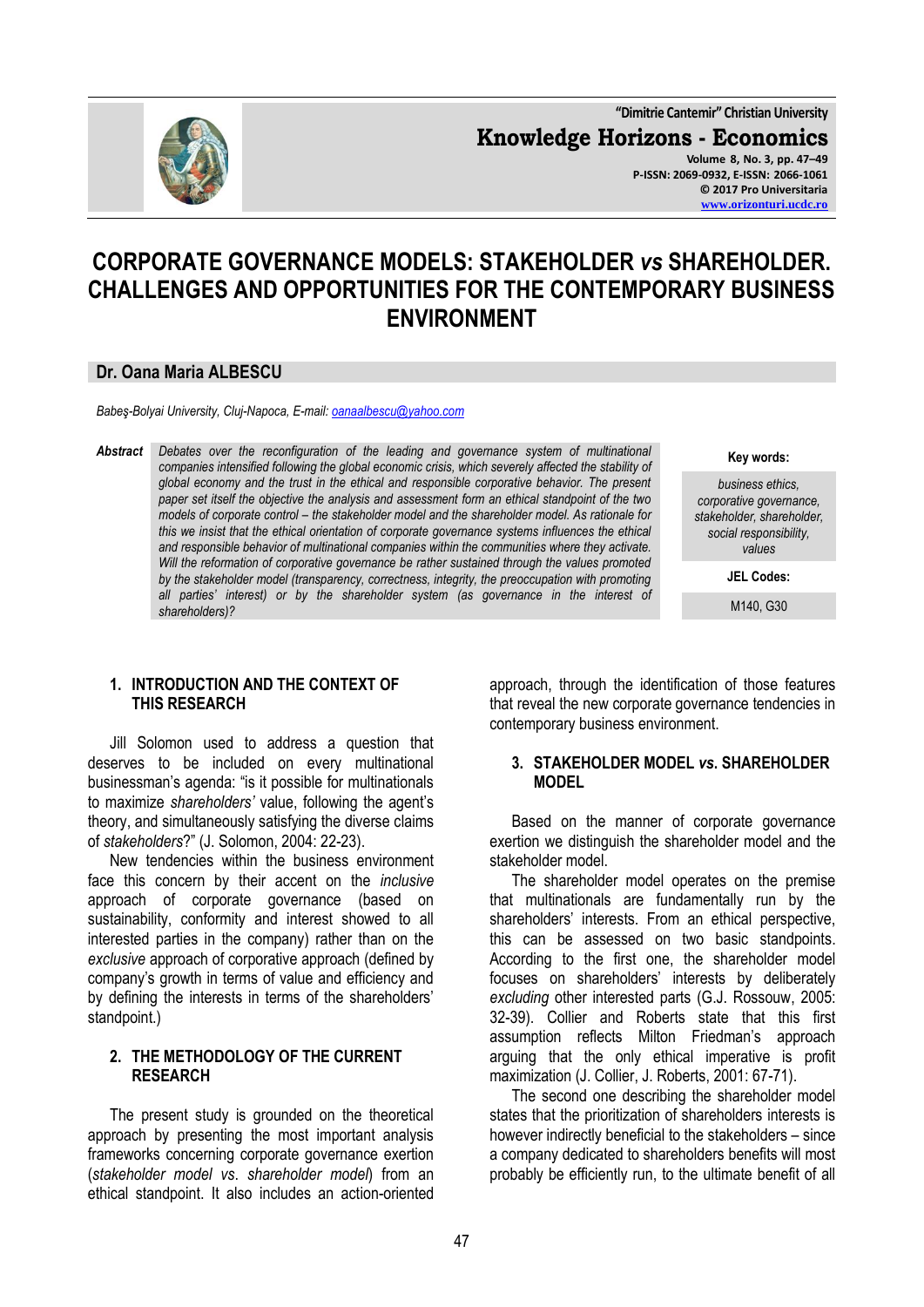# CORPORATE GOVERNANCE MODELS: STAKEHOLDER *vs* SHAREHOLDER. CHALLENGES AND OPPORTUNITIES FOR THE CONTEMPORARY BUSINESS ENVIRONMENT

**Dr. Oana Maria ALBESCU**

*Babeş-Bolyai University, Cluj-Napoca, E-mail: oanaalbescu@yahoo.com*

***Abstract*** *Debates over the reconfiguration of the leading and governance system of multinational companies intensified following the global economic crisis, which severely affected the stability of global economy and the trust in the ethical and responsible corporative behavior. The present paper set itself the objective the analysis and assessment form an ethical standpoint of the two models of corporate control – the stakeholder model and the shareholder model. As rationale for this we insist that the ethical orientation of corporate governance systems influences the ethical and responsible behavior of multinational companies within the communities where they activate. Will the reformation of corporative governance be rather sustained through the values promoted by the stakeholder model (transparency, correctness, integrity, the preoccupation with promoting all parties' interest) or by the shareholder system (as governance in the interest of shareholders)?*

**Key words:**

*business ethics, corporative governance, stakeholder, shareholder, social responsibility, values*

**JEL Codes:**

M140, G30

## 1. INTRODUCTION AND THE CONTEXT OF THIS RESEARCH

Jill Solomon used to address a question that deserves to be included on every multinational businessman's agenda: "is it possible for multinationals to maximize *shareholders'* value, following the agent's theory, and simultaneously satisfying the diverse claims of *stakeholders*?" (J. Solomon, 2004: 22-23).

New tendencies within the business environment face this concern by their accent on the *inclusive* approach of corporate governance (based on sustainability, conformity and interest showed to all interested parties in the company) rather than on the *exclusive* approach of corporative approach (defined by company's growth in terms of value and efficiency and by defining the interests in terms of the shareholders' standpoint.)

## 2. THE METHODOLOGY OF THE CURRENT RESEARCH

The present study is grounded on the theoretical approach by presenting the most important analysis frameworks concerning corporate governance exertion (*stakeholder model vs. shareholder model*) from an ethical standpoint. It also includes an action-oriented approach, through the identification of those features that reveal the new corporate governance tendencies in contemporary business environment.

## 3. STAKEHOLDER MODEL *vs.* SHAREHOLDER MODEL

Based on the manner of corporate governance exertion we distinguish the shareholder model and the stakeholder model.

The shareholder model operates on the premise that multinationals are fundamentally run by the shareholders' interests. From an ethical perspective, this can be assessed on two basic standpoints. According to the first one, the shareholder model focuses on shareholders' interests by deliberately *excluding* other interested parts (G.J. Rossouw, 2005: 32-39). Collier and Roberts state that this first assumption reflects Milton Friedman's approach arguing that the only ethical imperative is profit maximization (J. Collier, J. Roberts, 2001: 67-71).

The second one describing the shareholder model states that the prioritization of shareholders interests is however indirectly beneficial to the stakeholders – since a company dedicated to shareholders benefits will most probably be efficiently run, to the ultimate benefit of all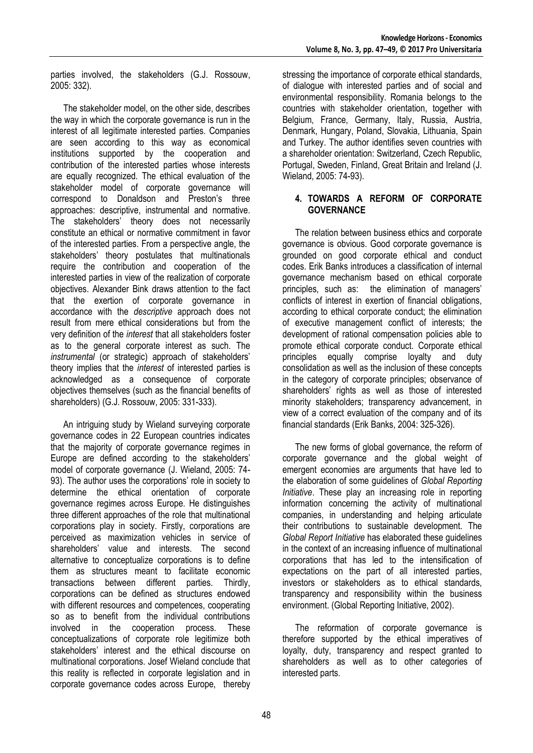parties involved, the stakeholders (G.J. Rossouw, 2005: 332).

The stakeholder model, on the other side, describes the way in which the corporate governance is run in the interest of all legitimate interested parties. Companies are seen according to this way as economical institutions supported by the cooperation and contribution of the interested parties whose interests are equally recognized. The ethical evaluation of the stakeholder model of corporate governance will correspond to Donaldson and Preston's three approaches: descriptive, instrumental and normative. The stakeholders' theory does not necessarily constitute an ethical or normative commitment in favor of the interested parties. From a perspective angle, the stakeholders' theory postulates that multinationals require the contribution and cooperation of the interested parties in view of the realization of corporate objectives. Alexander Bink draws attention to the fact that the exertion of corporate governance in accordance with the *descriptive* approach does not result from mere ethical considerations but from the very definition of the *interest* that all stakeholders foster as to the general corporate interest as such. The *instrumental* (or strategic) approach of stakeholders' theory implies that the *interest* of interested parties is acknowledged as a consequence of corporate objectives themselves (such as the financial benefits of shareholders) (G.J. Rossouw, 2005: 331-333).

An intriguing study by Wieland surveying corporate governance codes in 22 European countries indicates that the majority of corporate governance regimes in Europe are defined according to the stakeholders' model of corporate governance (J. Wieland, 2005: 74-93). The author uses the corporations' role in society to determine the ethical orientation of corporate governance regimes across Europe. He distinguishes three different approaches of the role that multinational corporations play in society. Firstly, corporations are perceived as maximization vehicles in service of shareholders' value and interests. The second alternative to conceptualize corporations is to define them as structures meant to facilitate economic transactions between different parties. Thirdly, corporations can be defined as structures endowed with different resources and competences, cooperating so as to benefit from the individual contributions involved in the cooperation process. These conceptualizations of corporate role legitimize both stakeholders' interest and the ethical discourse on multinational corporations. Josef Wieland conclude that this reality is reflected in corporate legislation and in corporate governance codes across Europe, thereby stressing the importance of corporate ethical standards, of dialogue with interested parties and of social and environmental responsibility. Romania belongs to the countries with stakeholder orientation, together with Belgium, France, Germany, Italy, Russia, Austria, Denmark, Hungary, Poland, Slovakia, Lithuania, Spain and Turkey. The author identifies seven countries with a shareholder orientation: Switzerland, Czech Republic, Portugal, Sweden, Finland, Great Britain and Ireland (J. Wieland, 2005: 74-93).

## 4. TOWARDS A REFORM OF CORPORATE GOVERNANCE

The relation between business ethics and corporate governance is obvious. Good corporate governance is grounded on good corporate ethical and conduct codes. Erik Banks introduces a classification of internal governance mechanism based on ethical corporate principles, such as: the elimination of managers' conflicts of interest in exertion of financial obligations, according to ethical corporate conduct; the elimination of executive management conflict of interests; the development of rational compensation policies able to promote ethical corporate conduct. Corporate ethical principles equally comprise loyalty and duty consolidation as well as the inclusion of these concepts in the category of corporate principles; observance of shareholders' rights as well as those of interested minority stakeholders; transparency advancement, in view of a correct evaluation of the company and of its financial standards (Erik Banks, 2004: 325-326).

The new forms of global governance, the reform of corporate governance and the global weight of emergent economies are arguments that have led to the elaboration of some guidelines of *Global Reporting Initiative*. These play an increasing role in reporting information concerning the activity of multinational companies, in understanding and helping articulate their contributions to sustainable development. The *Global Report Initiative* has elaborated these guidelines in the context of an increasing influence of multinational corporations that has led to the intensification of expectations on the part of all interested parties, investors or stakeholders as to ethical standards, transparency and responsibility within the business environment. (Global Reporting Initiative, 2002).

The reformation of corporate governance is therefore supported by the ethical imperatives of loyalty, duty, transparency and respect granted to shareholders as well as to other categories of interested parts.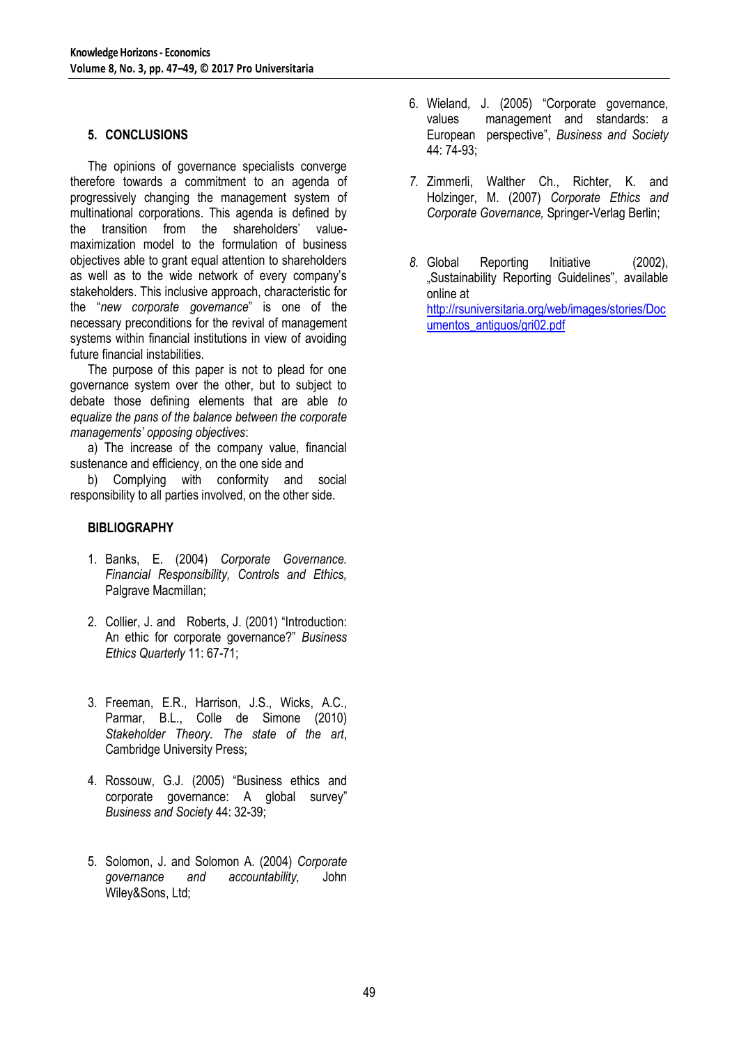## 5. CONCLUSIONS

The opinions of governance specialists converge therefore towards a commitment to an agenda of progressively changing the management system of multinational corporations. This agenda is defined by the transition from the shareholders' value-maximization model to the formulation of business objectives able to grant equal attention to shareholders as well as to the wide network of every company's stakeholders. This inclusive approach, characteristic for the "*new corporate governance*" is one of the necessary preconditions for the revival of management systems within financial institutions in view of avoiding future financial instabilities.

The purpose of this paper is not to plead for one governance system over the other, but to subject to debate those defining elements that are able *to equalize the pans of the balance between the corporate managements' opposing objectives*:

a) The increase of the company value, financial sustenance and efficiency, on the one side and

b) Complying with conformity and social responsibility to all parties involved, on the other side.

## BIBLIOGRAPHY

1. Banks, E. (2004) *Corporate Governance. Financial Responsibility, Controls and Ethics,* Palgrave Macmillan;
2. Collier, J. and Roberts, J. (2001) "Introduction: An ethic for corporate governance?" *Business Ethics Quarterly* 11: 67-71;
3. Freeman, E.R., Harrison, J.S., Wicks, A.C., Parmar, B.L., Colle de Simone (2010) *Stakeholder Theory. The state of the art*, Cambridge University Press;
4. Rossouw, G.J. (2005) "Business ethics and corporate governance: A global survey" *Business and Society* 44: 32-39;
5. Solomon, J. and Solomon A. (2004) *Corporate governance and accountability,* John Wiley&Sons, Ltd;
6. Wieland, J. (2005) "Corporate governance, values management and standards: a European perspective", *Business and Society* 44: 74-93;
7. Zimmerli, Walther Ch., Richter, K. and Holzinger, M. (2007) *Corporate Ethics and Corporate Governance,* Springer-Verlag Berlin;
8. Global Reporting Initiative (2002), „Sustainability Reporting Guidelines", available online at http://rsuniversitaria.org/web/images/stories/Documentos_antiguos/gri02.pdf